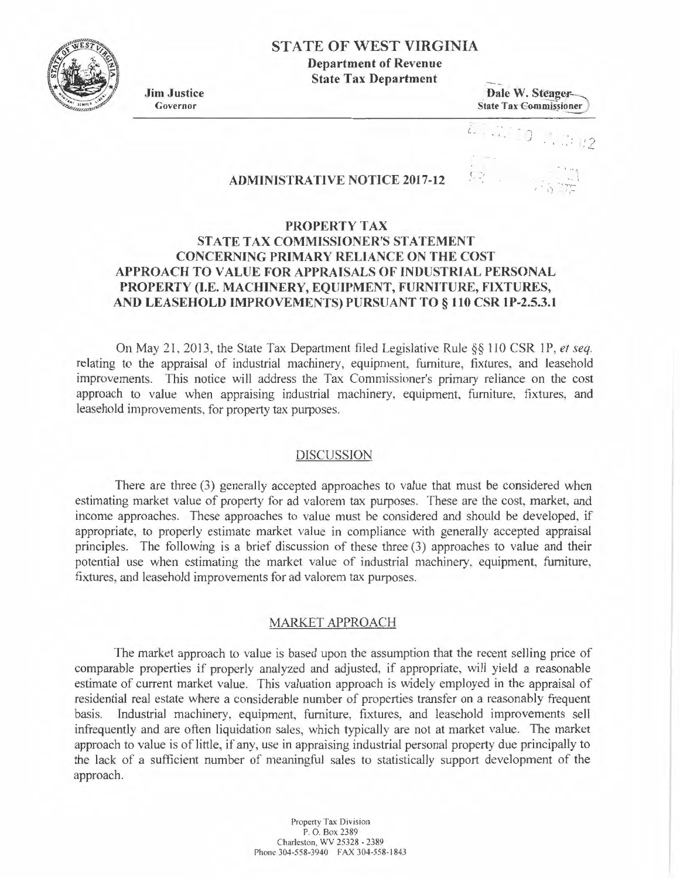# STATE OF WEST VIRGINIA

**Department of Revenue**
**State Tax Department**

**Jim Justice**
Governor

**Dale W. Steager**
State Tax Commissioner

## ADMINISTRATIVE NOTICE 2017-12

## PROPERTY TAX
## STATE TAX COMMISSIONER'S STATEMENT CONCERNING PRIMARY RELIANCE ON THE COST APPROACH TO VALUE FOR APPRAISALS OF INDUSTRIAL PERSONAL PROPERTY (I.E. MACHINERY, EQUIPMENT, FURNITURE, FIXTURES, AND LEASEHOLD IMPROVEMENTS) PURSUANT TO § 110 CSR 1P-2.5.3.1

On May 21, 2013, the State Tax Department filed Legislative Rule §§ 110 CSR 1P, *et seq.* relating to the appraisal of industrial machinery, equipment, furniture, fixtures, and leasehold improvements. This notice will address the Tax Commissioner's primary reliance on the cost approach to value when appraising industrial machinery, equipment, furniture, fixtures, and leasehold improvements, for property tax purposes.

### DISCUSSION

There are three (3) generally accepted approaches to value that must be considered when estimating market value of property for ad valorem tax purposes. These are the cost, market, and income approaches. These approaches to value must be considered and should be developed, if appropriate, to properly estimate market value in compliance with generally accepted appraisal principles. The following is a brief discussion of these three (3) approaches to value and their potential use when estimating the market value of industrial machinery, equipment, furniture, fixtures, and leasehold improvements for ad valorem tax purposes.

### MARKET APPROACH

The market approach to value is based upon the assumption that the recent selling price of comparable properties if properly analyzed and adjusted, if appropriate, will yield a reasonable estimate of current market value. This valuation approach is widely employed in the appraisal of residential real estate where a considerable number of properties transfer on a reasonably frequent basis. Industrial machinery, equipment, furniture, fixtures, and leasehold improvements sell infrequently and are often liquidation sales, which typically are not at market value. The market approach to value is of little, if any, use in appraising industrial personal property due principally to the lack of a sufficient number of meaningful sales to statistically support development of the approach.

Property Tax Division
P. O. Box 2389
Charleston, WV 25328 - 2389
Phone 304-558-3940 FAX 304-558-1843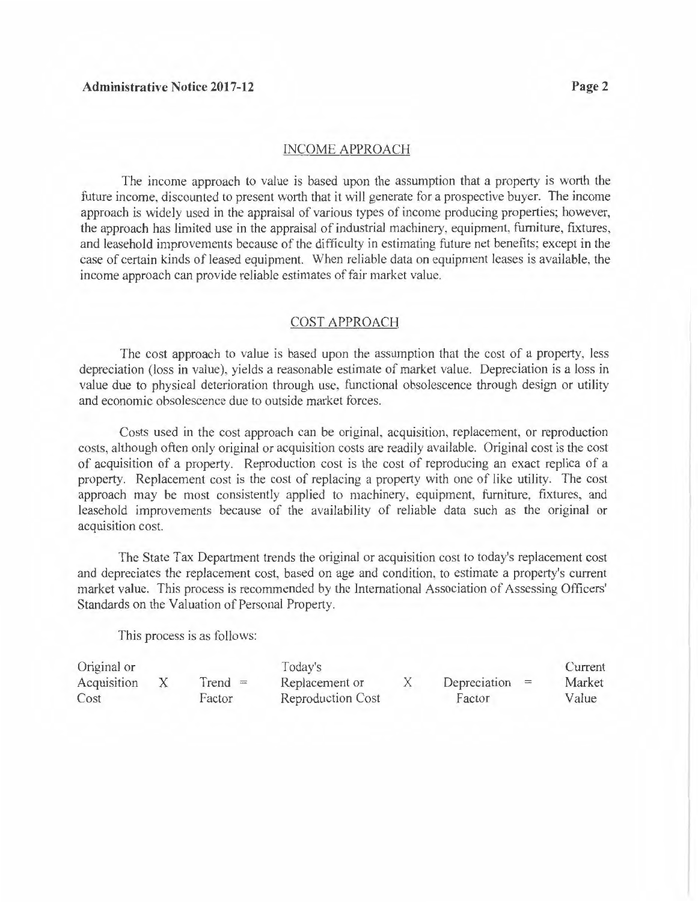## INCOME APPROACH

The income approach to value is based upon the assumption that a property is worth the future income, discounted to present worth that it will generate for a prospective buyer. The income approach is widely used in the appraisal of various types of income producing properties; however, the approach has limited use in the appraisal of industrial machinery, equipment, furniture, fixtures, and leasehold improvements because of the difficulty in estimating future net benefits; except in the case of certain kinds of leased equipment. When reliable data on equipment leases is available, the income approach can provide reliable estimates of fair market value.

## COST APPROACH

The cost approach to value is based upon the assumption that the cost of a property, less depreciation (loss in value), yields a reasonable estimate of market value. Depreciation is a loss in value due to physical deterioration through use, functional obsolescence through design or utility and economic obsolescence due to outside market forces.

Costs used in the cost approach can be original, acquisition, replacement, or reproduction costs, although often only original or acquisition costs are readily available. Original cost is the cost of acquisition of a property. Reproduction cost is the cost of reproducing an exact replica of a property. Replacement cost is the cost of replacing a property with one of like utility. The cost approach may be most consistently applied to machinery, equipment, furniture, fixtures, and leasehold improvements because of the availability of reliable data such as the original or acquisition cost.

The State Tax Department trends the original or acquisition cost to today's replacement cost and depreciates the replacement cost, based on age and condition, to estimate a property's current market value. This process is recommended by the International Association of Assessing Officers' Standards on the Valuation of Personal Property.

This process is as follows:

| Original or Acquisition Cost | X | Trend Factor | = | Today's Replacement or Reproduction Cost | X | Depreciation Factor | = | Current Market Value |
|---|---|---|---|---|---|---|---|---|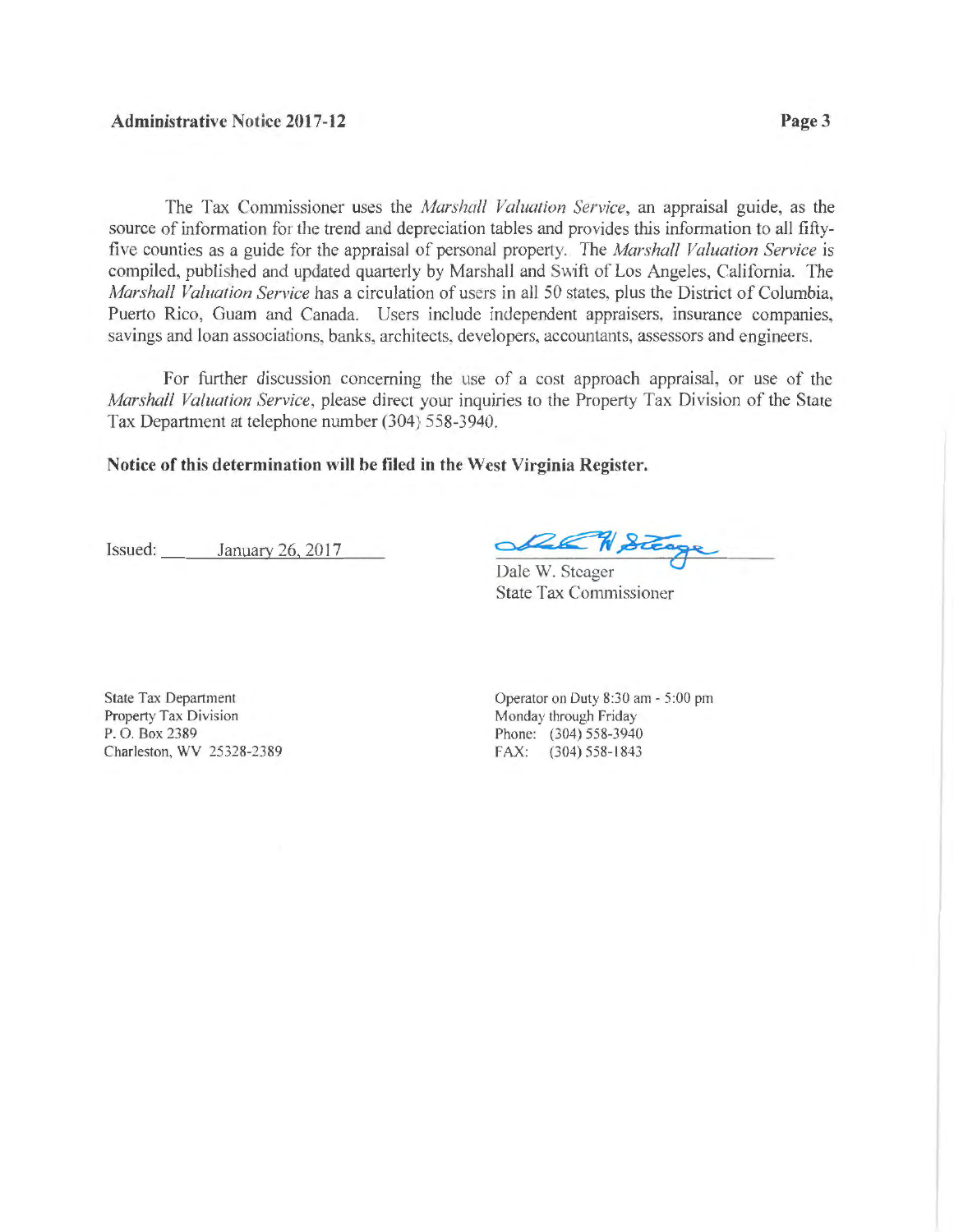The Tax Commissioner uses the *Marshall Valuation Service*, an appraisal guide, as the source of information for the trend and depreciation tables and provides this information to all fifty-five counties as a guide for the appraisal of personal property. The *Marshall Valuation Service* is compiled, published and updated quarterly by Marshall and Swift of Los Angeles, California. The *Marshall Valuation Service* has a circulation of users in all 50 states, plus the District of Columbia, Puerto Rico, Guam and Canada. Users include independent appraisers, insurance companies, savings and loan associations, banks, architects, developers, accountants, assessors and engineers.

For further discussion concerning the use of a cost approach appraisal, or use of the *Marshall Valuation Service*, please direct your inquiries to the Property Tax Division of the State Tax Department at telephone number (304) 558-3940.

**Notice of this determination will be filed in the West Virginia Register.**

Issued: January 26, 2017

Dale W. Steager
State Tax Commissioner

State Tax Department
Property Tax Division
P. O. Box 2389
Charleston, WV 25328-2389

Operator on Duty 8:30 am - 5:00 pm
Monday through Friday
Phone: (304) 558-3940
FAX: (304) 558-1843